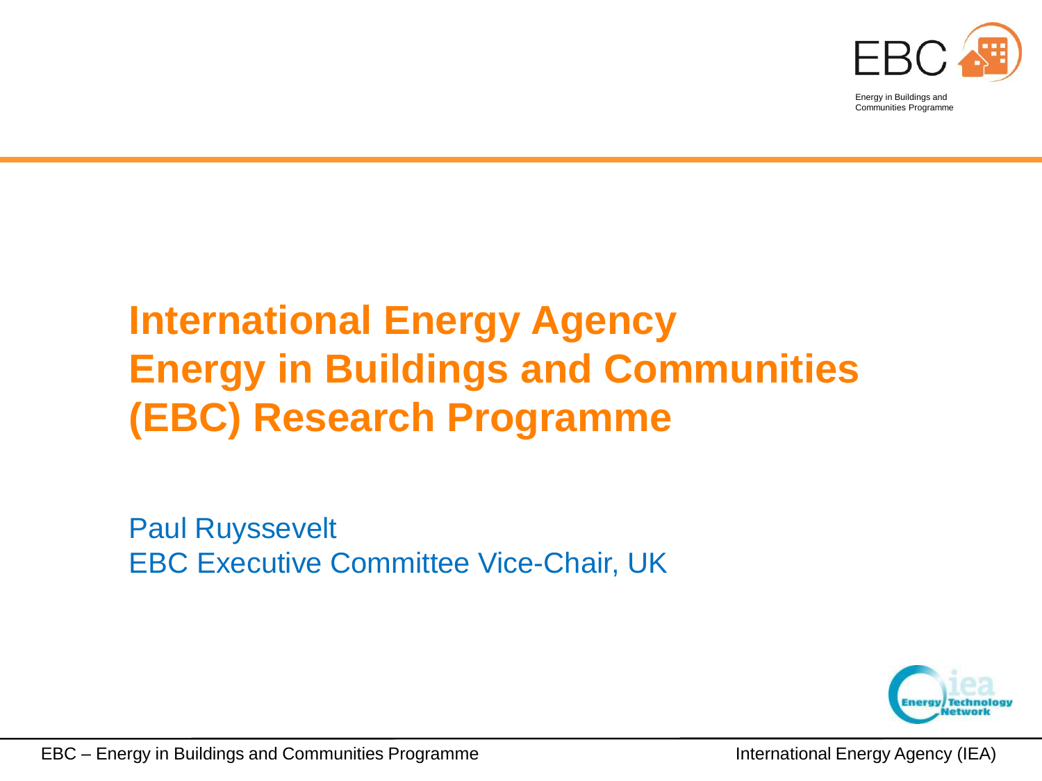# International Energy Agency Energy in Buildings and Communities (EBC) Research Programme

Paul Ruyssevelt
EBC Executive Committee Vice-Chair, UK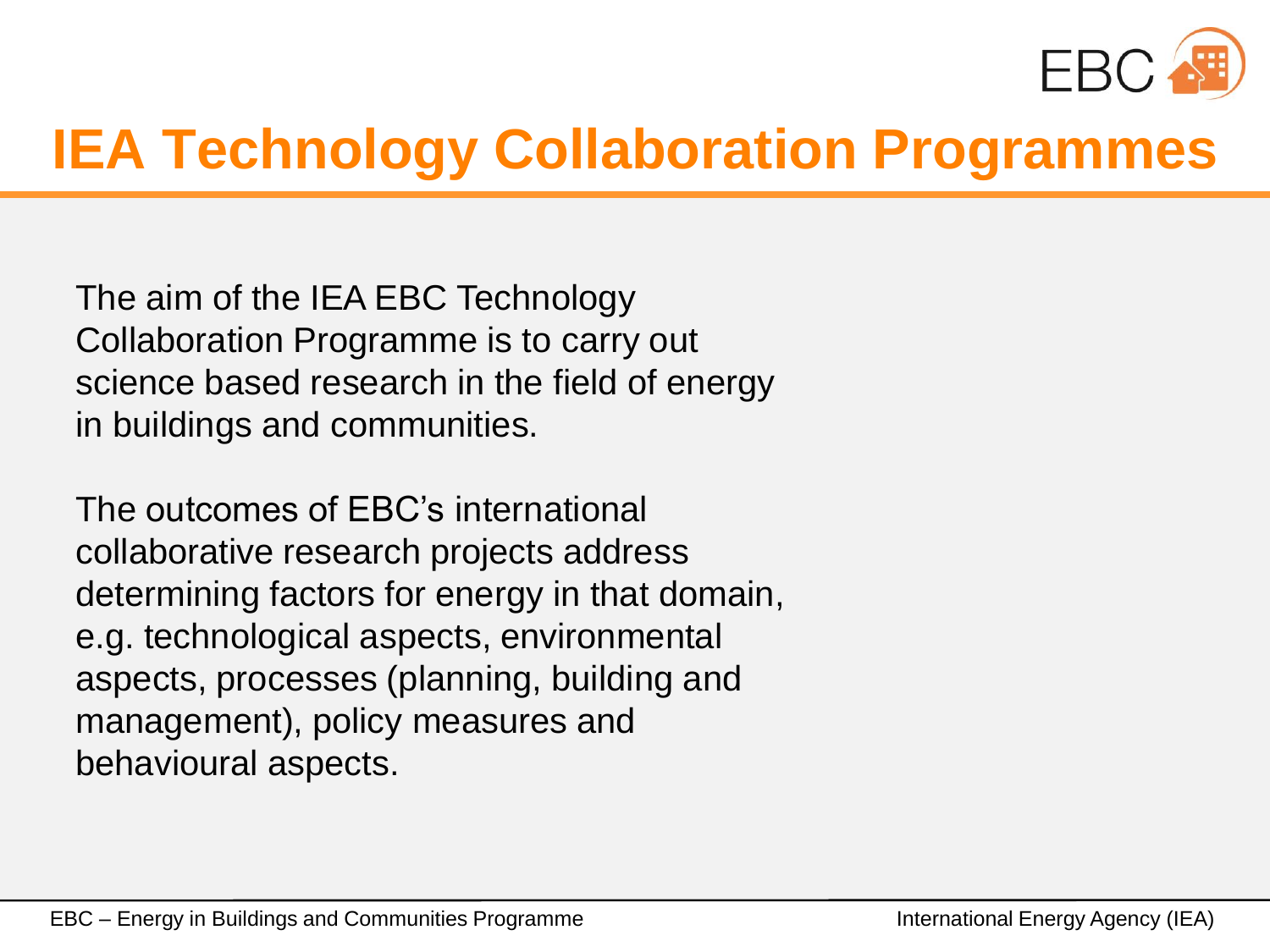# IEA Technology Collaboration Programmes

The aim of the IEA EBC Technology Collaboration Programme is to carry out science based research in the field of energy in buildings and communities.

The outcomes of EBC's international collaborative research projects address determining factors for energy in that domain, e.g. technological aspects, environmental aspects, processes (planning, building and management), policy measures and behavioural aspects.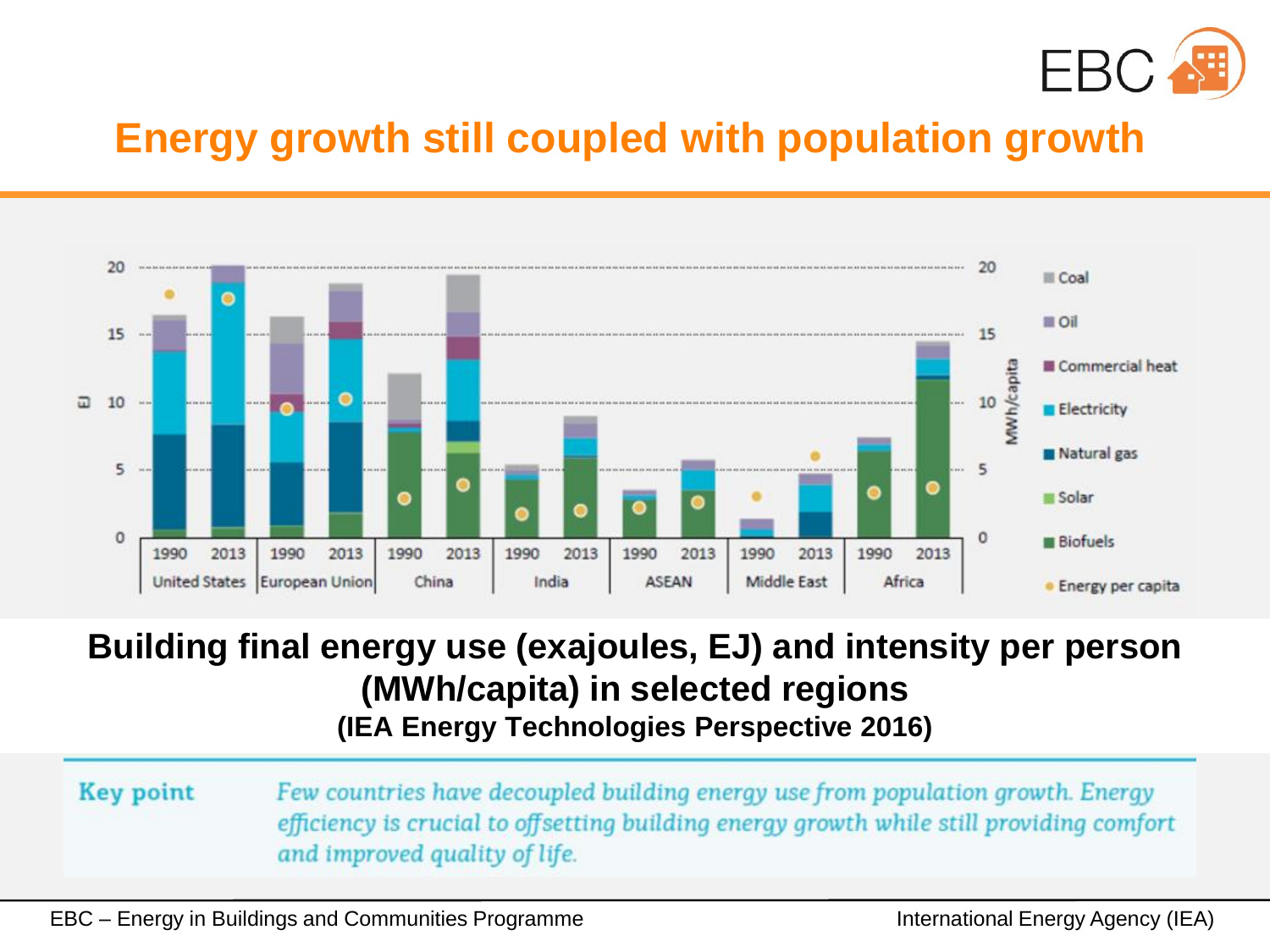# Energy growth still coupled with population growth

**Building final energy use (exajoules, EJ) and intensity per person (MWh/capita) in selected regions**

**(IEA Energy Technologies Perspective 2016)**

**Key point** *Few countries have decoupled building energy use from population growth. Energy efficiency is crucial to offsetting building energy growth while still providing comfort and improved quality of life.*

EBC – Energy in Buildings and Communities Programme

International Energy Agency (IEA)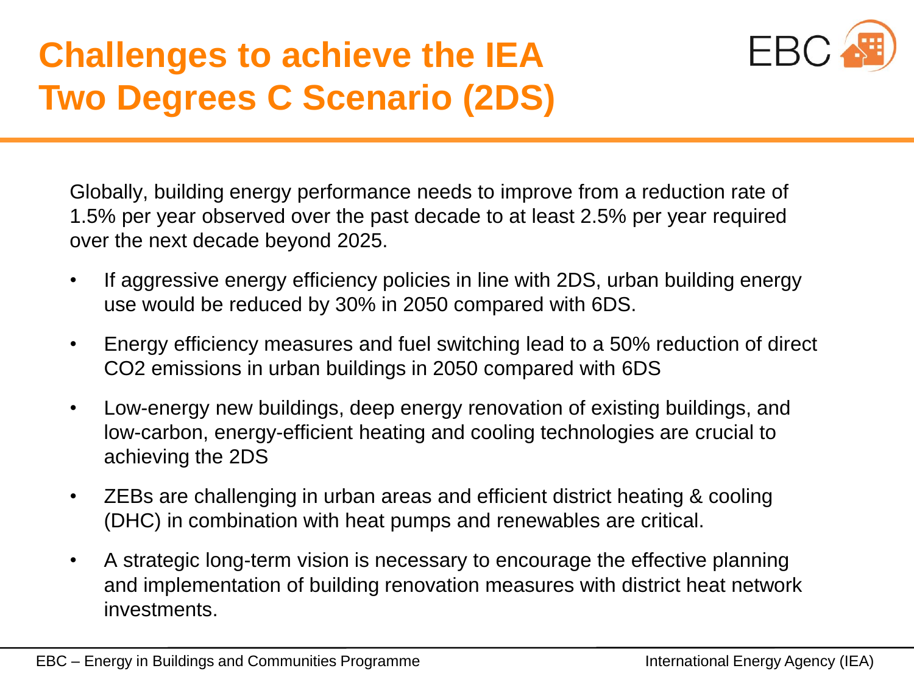# Challenges to achieve the IEA Two Degrees C Scenario (2DS)

Globally, building energy performance needs to improve from a reduction rate of 1.5% per year observed over the past decade to at least 2.5% per year required over the next decade beyond 2025.

- If aggressive energy efficiency policies in line with 2DS, urban building energy use would be reduced by 30% in 2050 compared with 6DS.
- Energy efficiency measures and fuel switching lead to a 50% reduction of direct CO2 emissions in urban buildings in 2050 compared with 6DS
- Low-energy new buildings, deep energy renovation of existing buildings, and low-carbon, energy-efficient heating and cooling technologies are crucial to achieving the 2DS
- ZEBs are challenging in urban areas and efficient district heating & cooling (DHC) in combination with heat pumps and renewables are critical.
- A strategic long-term vision is necessary to encourage the effective planning and implementation of building renovation measures with district heat network investments.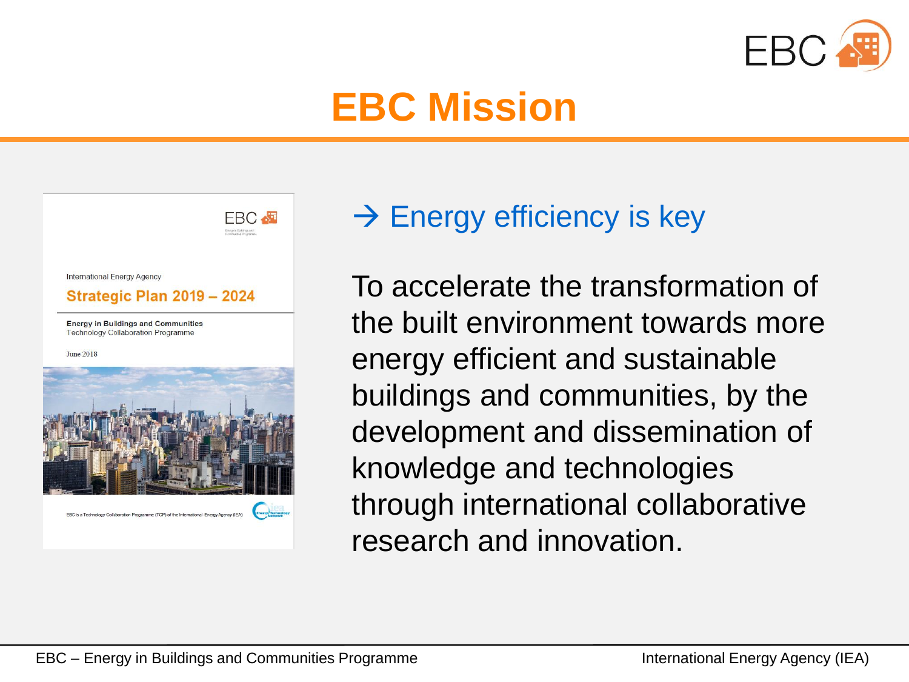# EBC Mission

EBC

International Energy Agency

**Strategic Plan 2019 – 2024**

**Energy in Buildings and Communities**
Technology Collaboration Programme

June 2018

EBC is a Technology Collaboration Programme (TCP) of the International Energy Agency (IEA)

→ Energy efficiency is key

To accelerate the transformation of the built environment towards more energy efficient and sustainable buildings and communities, by the development and dissemination of knowledge and technologies through international collaborative research and innovation.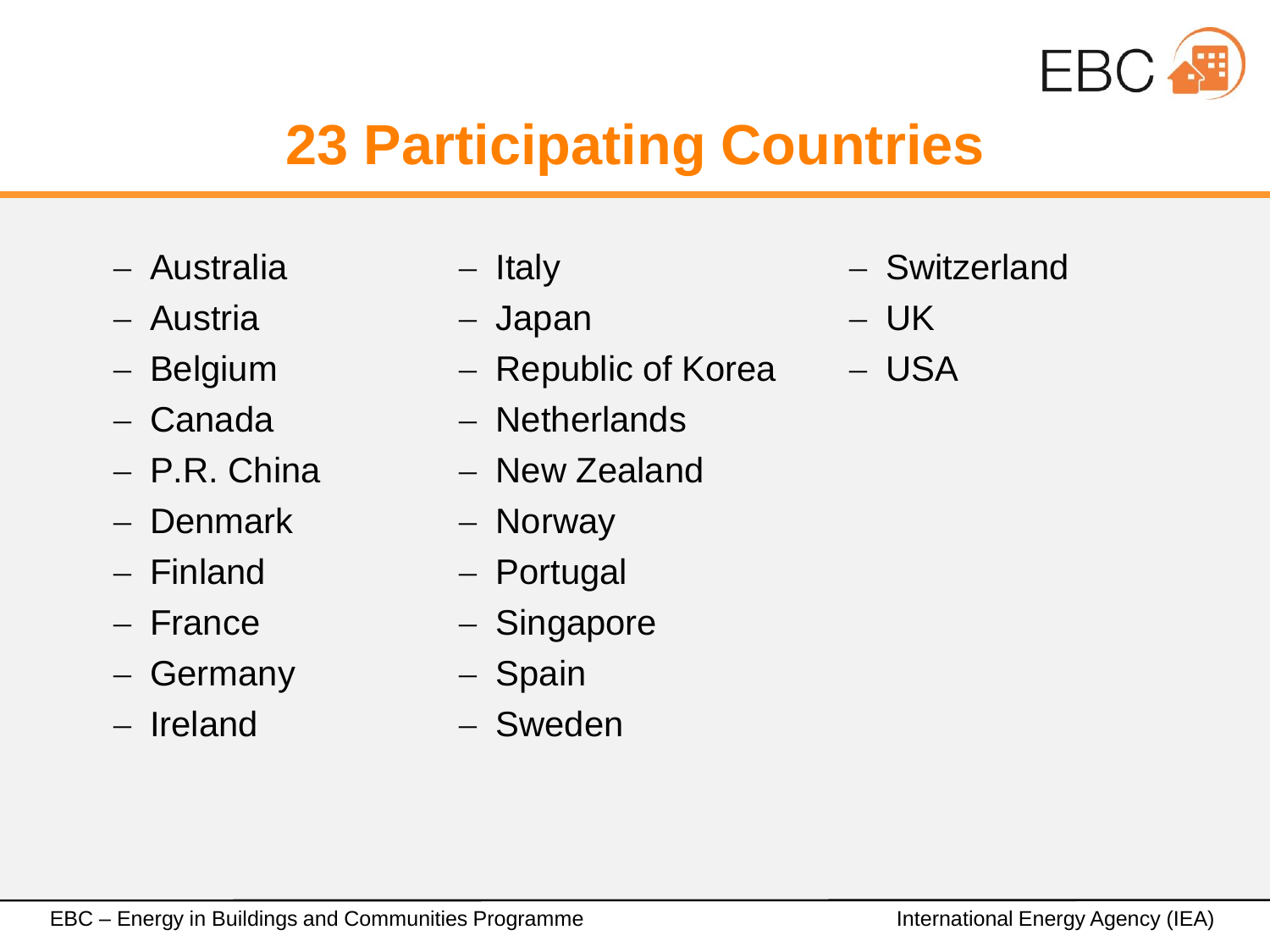# 23 Participating Countries

- Australia
- Austria
- Belgium
- Canada
- P.R. China
- Denmark
- Finland
- France
- Germany
- Ireland
- Italy
- Japan
- Republic of Korea
- Netherlands
- New Zealand
- Norway
- Portugal
- Singapore
- Spain
- Sweden
- Switzerland
- UK
- USA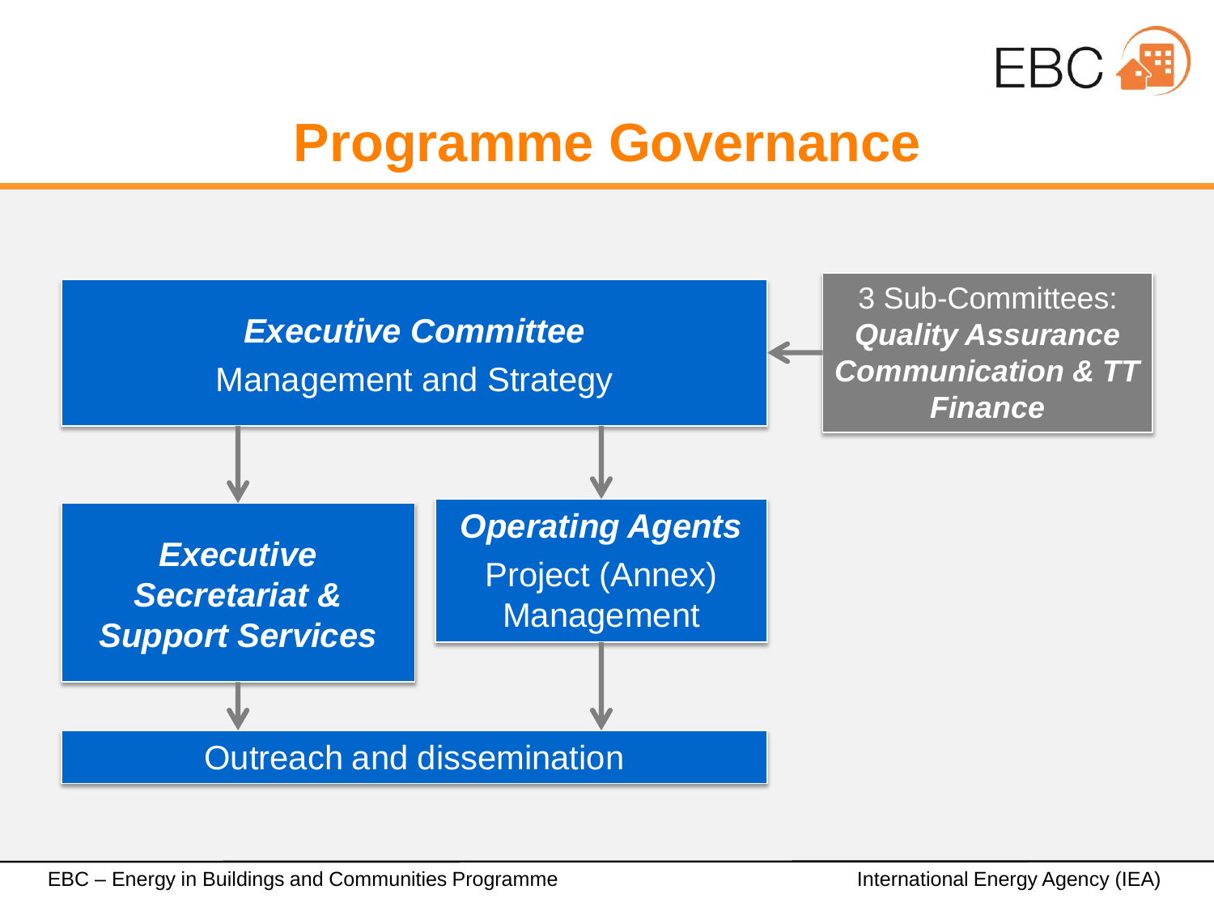# Programme Governance

***Executive Committee***
Management and Strategy

3 Sub-Committees:
***Quality Assurance***
***Communication & TT***
***Finance***

***Executive Secretariat & Support Services***

***Operating Agents***
Project (Annex) Management

Outreach and dissemination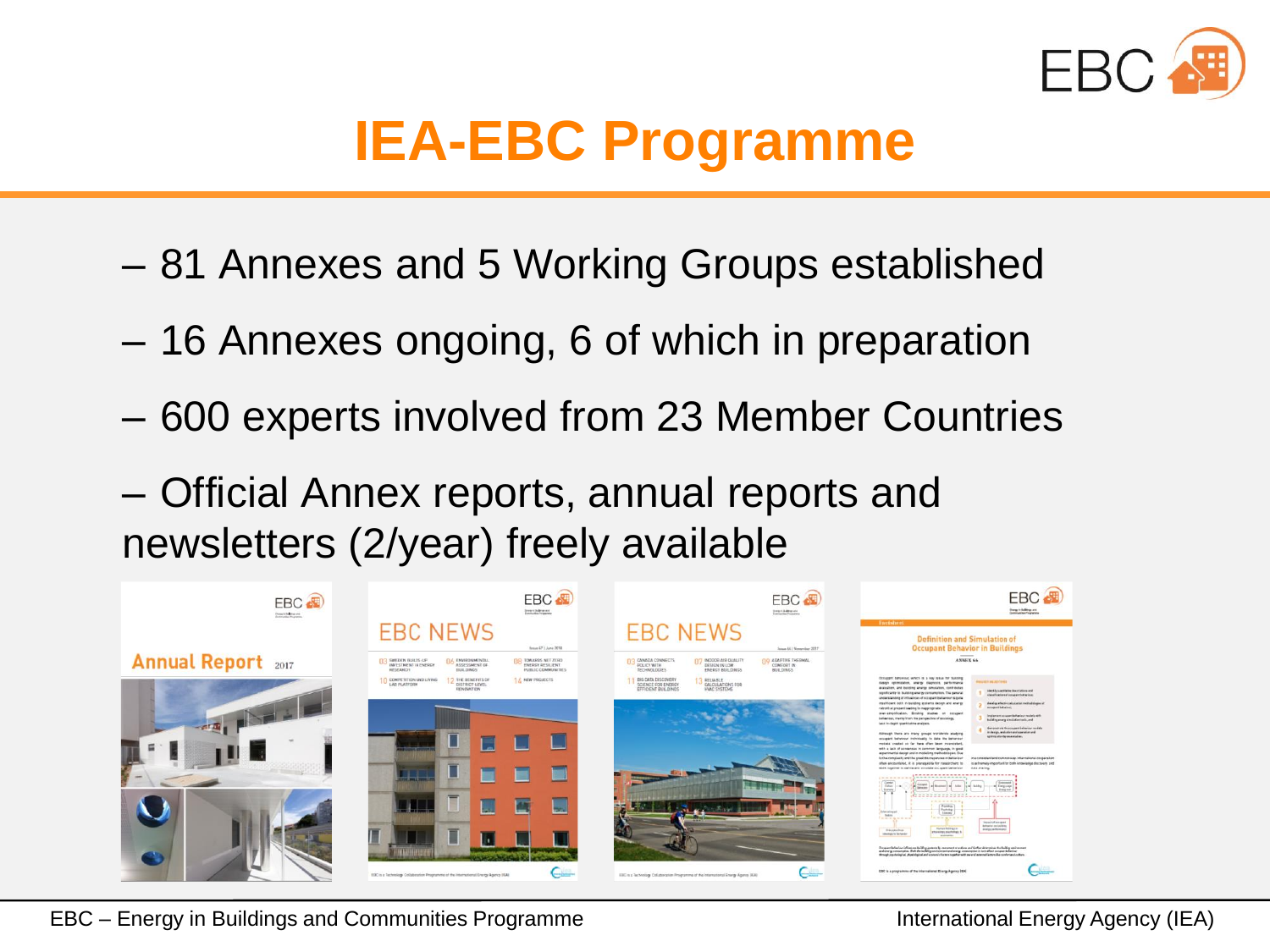# IEA-EBC Programme

- 81 Annexes and 5 Working Groups established
- 16 Annexes ongoing, 6 of which in preparation
- 600 experts involved from 23 Member Countries
- Official Annex reports, annual reports and newsletters (2/year) freely available

EBC – Energy in Buildings and Communities Programme

International Energy Agency (IEA)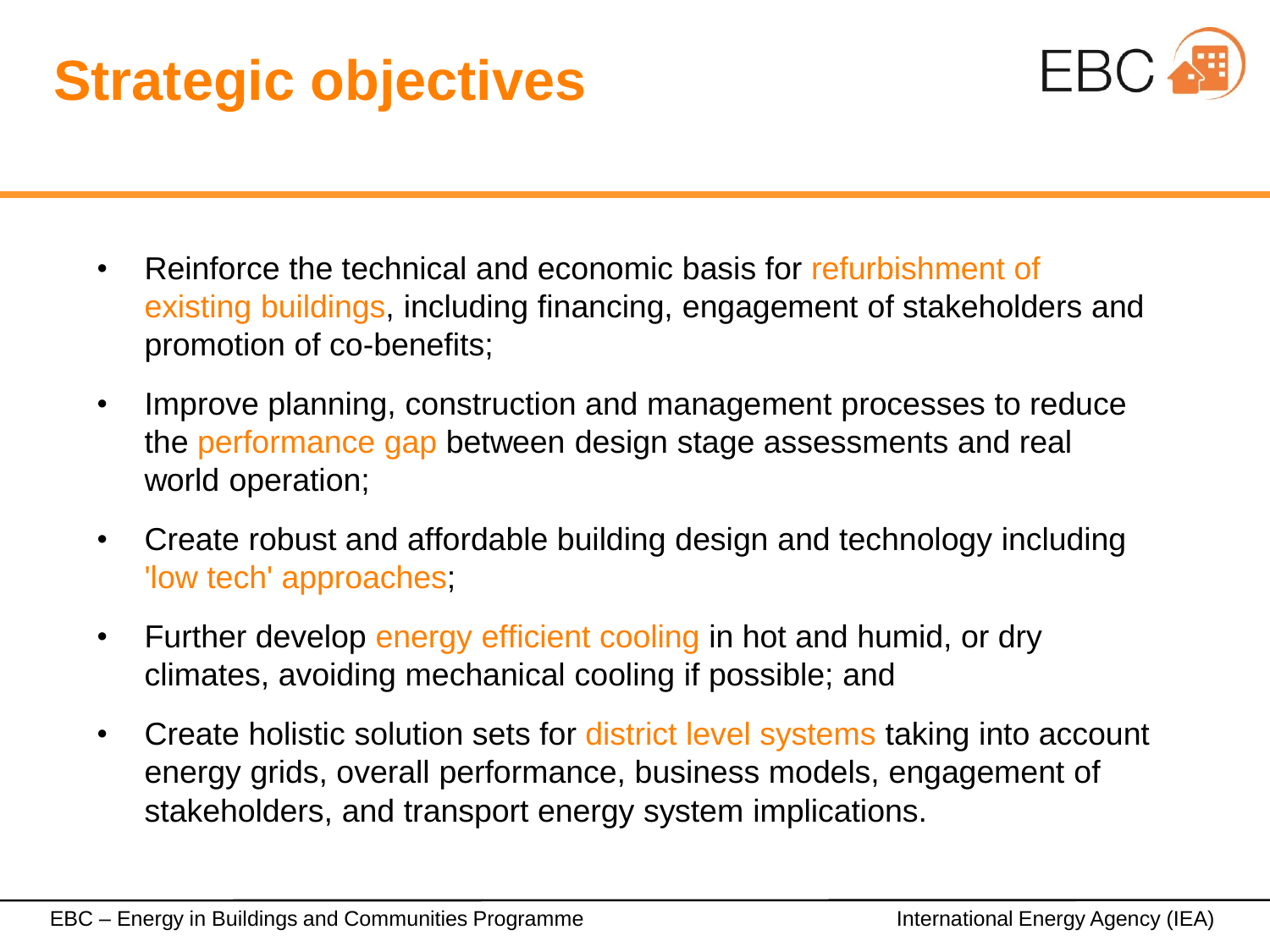# Strategic objectives

- Reinforce the technical and economic basis for refurbishment of existing buildings, including financing, engagement of stakeholders and promotion of co-benefits;
- Improve planning, construction and management processes to reduce the performance gap between design stage assessments and real world operation;
- Create robust and affordable building design and technology including 'low tech' approaches;
- Further develop energy efficient cooling in hot and humid, or dry climates, avoiding mechanical cooling if possible; and
- Create holistic solution sets for district level systems taking into account energy grids, overall performance, business models, engagement of stakeholders, and transport energy system implications.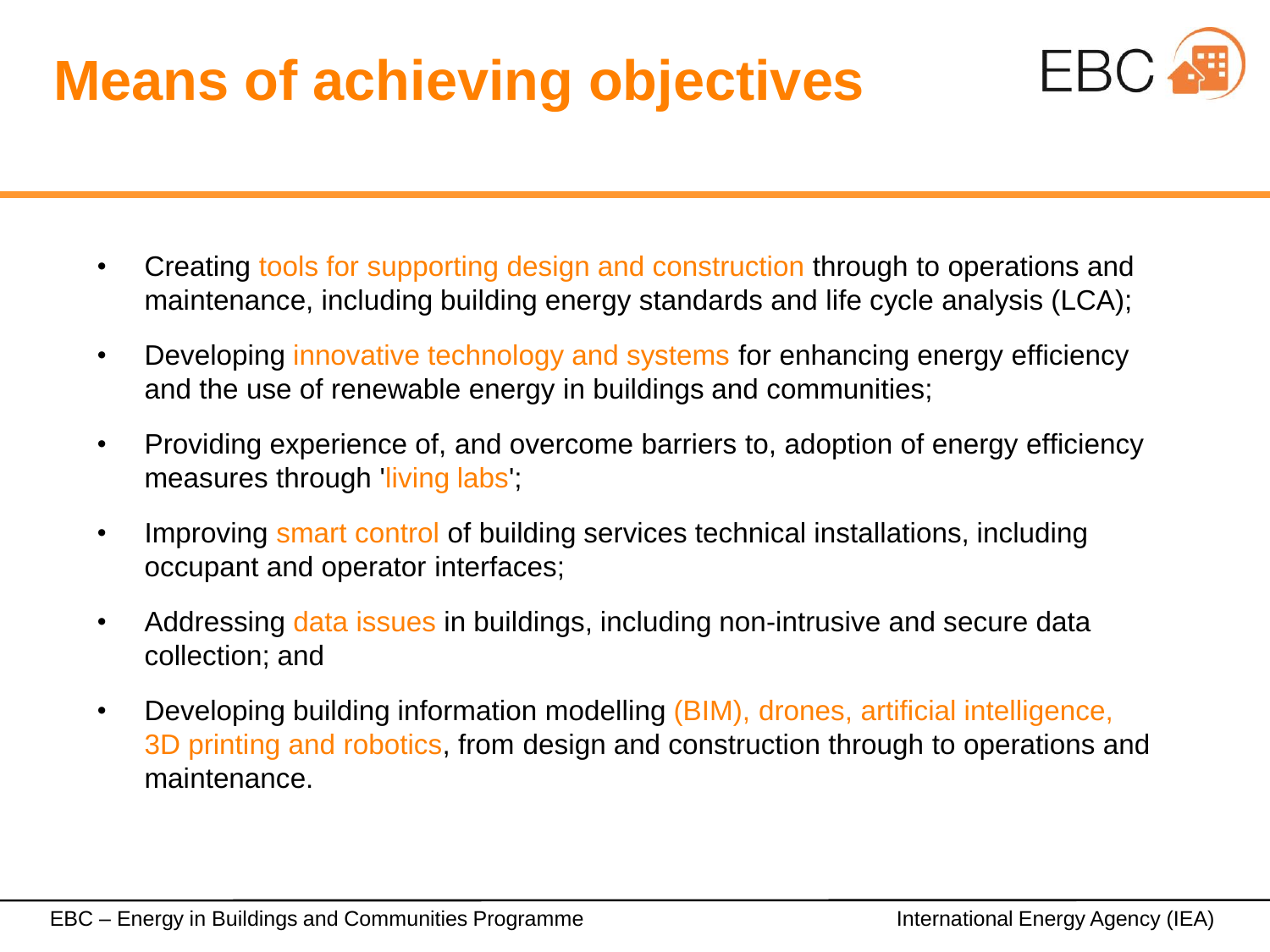# Means of achieving objectives

- Creating tools for supporting design and construction through to operations and maintenance, including building energy standards and life cycle analysis (LCA);
- Developing innovative technology and systems for enhancing energy efficiency and the use of renewable energy in buildings and communities;
- Providing experience of, and overcome barriers to, adoption of energy efficiency measures through 'living labs';
- Improving smart control of building services technical installations, including occupant and operator interfaces;
- Addressing data issues in buildings, including non-intrusive and secure data collection; and
- Developing building information modelling (BIM), drones, artificial intelligence, 3D printing and robotics, from design and construction through to operations and maintenance.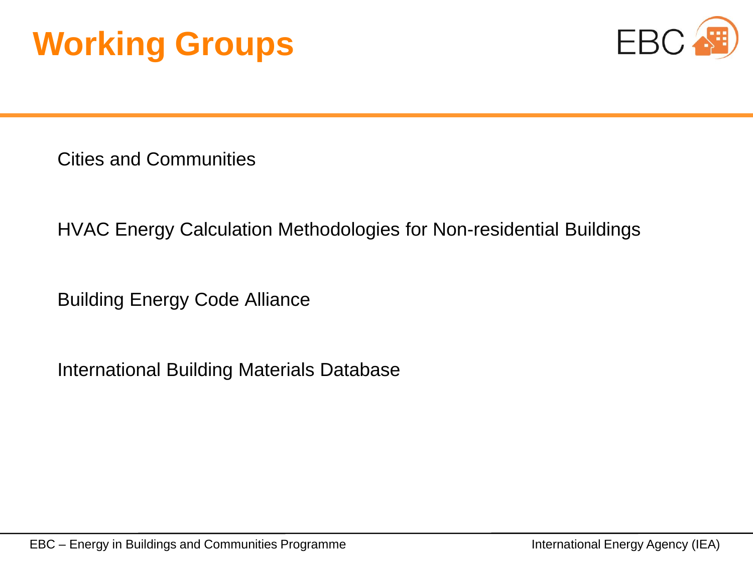# Working Groups

Cities and Communities

HVAC Energy Calculation Methodologies for Non-residential Buildings

Building Energy Code Alliance

International Building Materials Database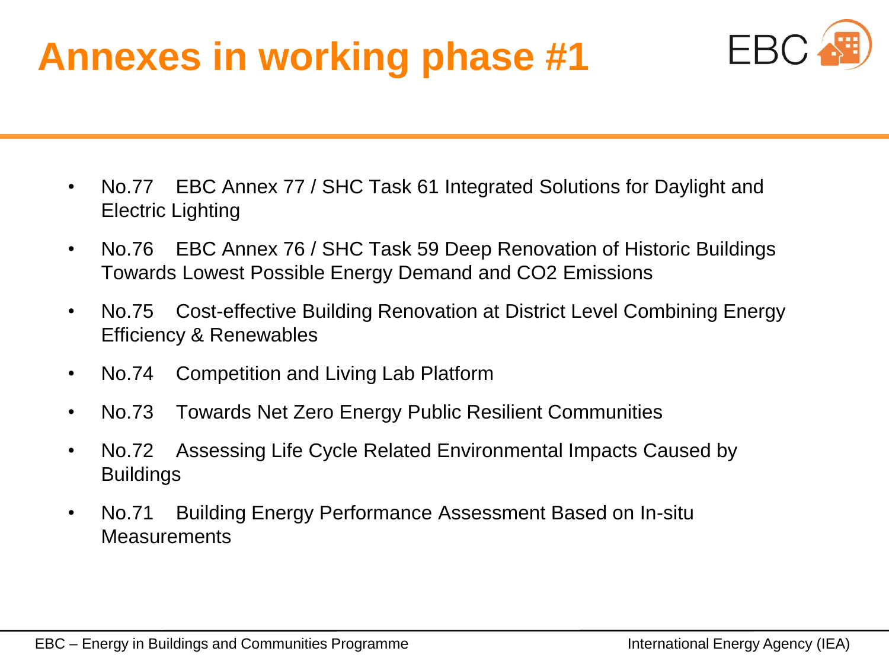# Annexes in working phase #1

- No.77 EBC Annex 77 / SHC Task 61 Integrated Solutions for Daylight and Electric Lighting
- No.76 EBC Annex 76 / SHC Task 59 Deep Renovation of Historic Buildings Towards Lowest Possible Energy Demand and CO2 Emissions
- No.75 Cost-effective Building Renovation at District Level Combining Energy Efficiency & Renewables
- No.74 Competition and Living Lab Platform
- No.73 Towards Net Zero Energy Public Resilient Communities
- No.72 Assessing Life Cycle Related Environmental Impacts Caused by Buildings
- No.71 Building Energy Performance Assessment Based on In-situ Measurements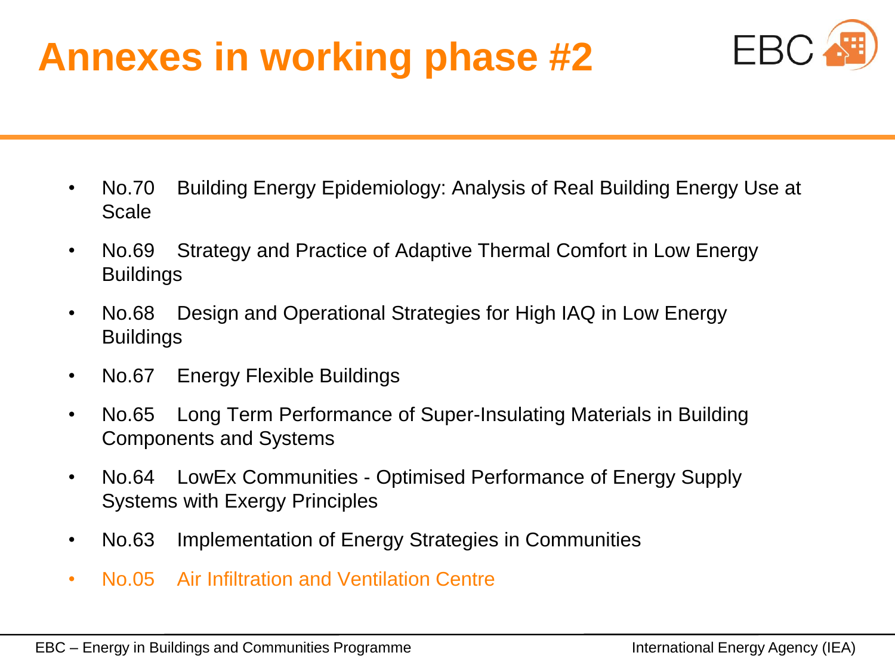# Annexes in working phase #2

- No.70 Building Energy Epidemiology: Analysis of Real Building Energy Use at Scale
- No.69 Strategy and Practice of Adaptive Thermal Comfort in Low Energy Buildings
- No.68 Design and Operational Strategies for High IAQ in Low Energy Buildings
- No.67 Energy Flexible Buildings
- No.65 Long Term Performance of Super-Insulating Materials in Building Components and Systems
- No.64 LowEx Communities - Optimised Performance of Energy Supply Systems with Exergy Principles
- No.63 Implementation of Energy Strategies in Communities
- No.05 Air Infiltration and Ventilation Centre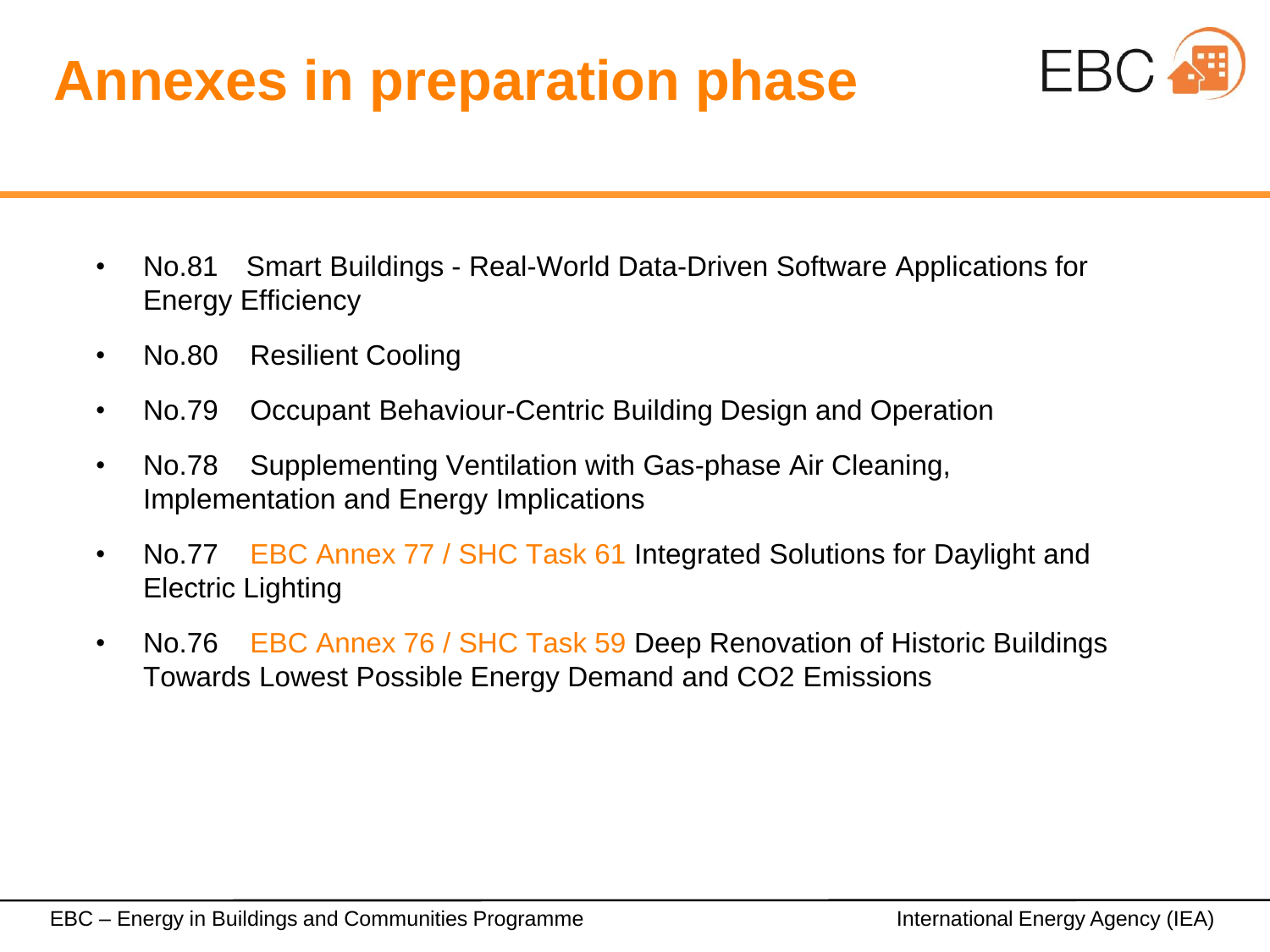# Annexes in preparation phase

- No.81 Smart Buildings - Real-World Data-Driven Software Applications for Energy Efficiency
- No.80 Resilient Cooling
- No.79 Occupant Behaviour-Centric Building Design and Operation
- No.78 Supplementing Ventilation with Gas-phase Air Cleaning, Implementation and Energy Implications
- No.77 EBC Annex 77 / SHC Task 61 Integrated Solutions for Daylight and Electric Lighting
- No.76 EBC Annex 76 / SHC Task 59 Deep Renovation of Historic Buildings Towards Lowest Possible Energy Demand and CO2 Emissions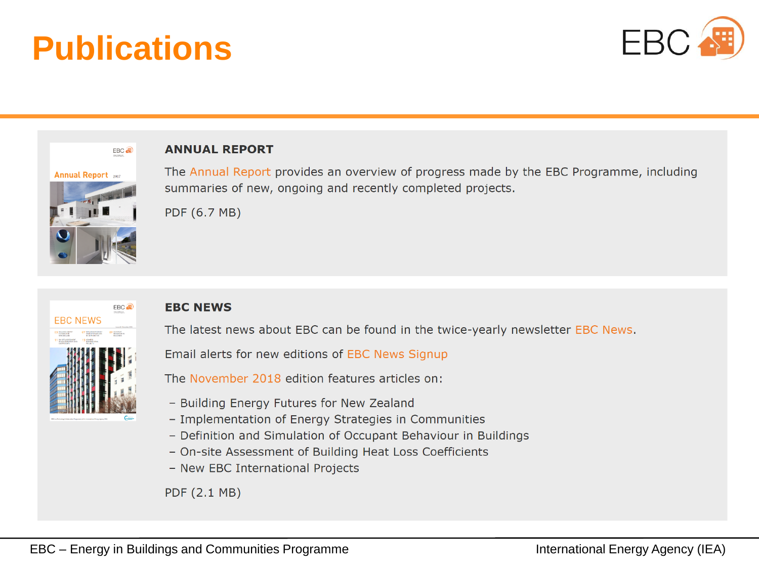# Publications

## ANNUAL REPORT

The Annual Report provides an overview of progress made by the EBC Programme, including summaries of new, ongoing and recently completed projects.

PDF (6.7 MB)

## EBC NEWS

The latest news about EBC can be found in the twice-yearly newsletter EBC News.

Email alerts for new editions of EBC News Signup

The November 2018 edition features articles on:

- Building Energy Futures for New Zealand
- Implementation of Energy Strategies in Communities
- Definition and Simulation of Occupant Behaviour in Buildings
- On-site Assessment of Building Heat Loss Coefficients
- New EBC International Projects

PDF (2.1 MB)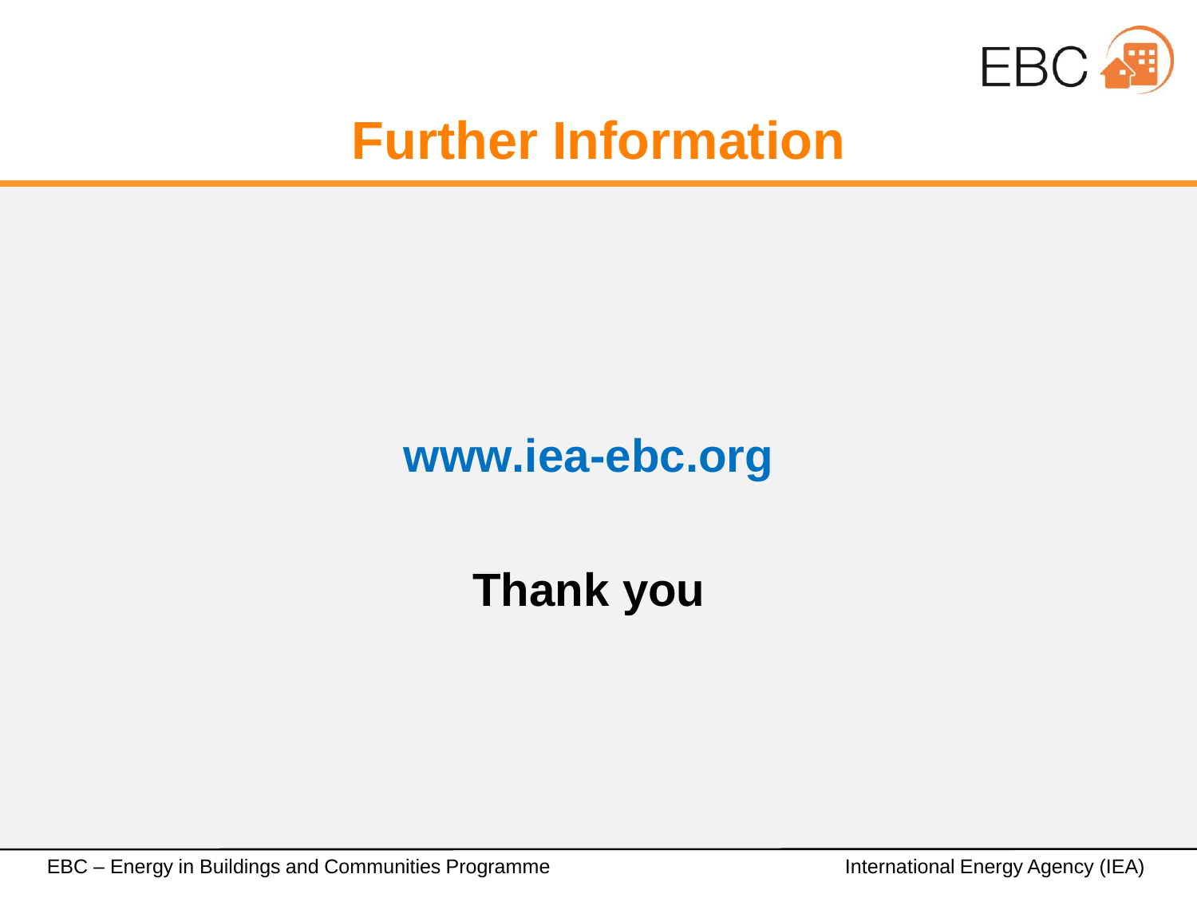# Further Information

**www.iea-ebc.org**

**Thank you**